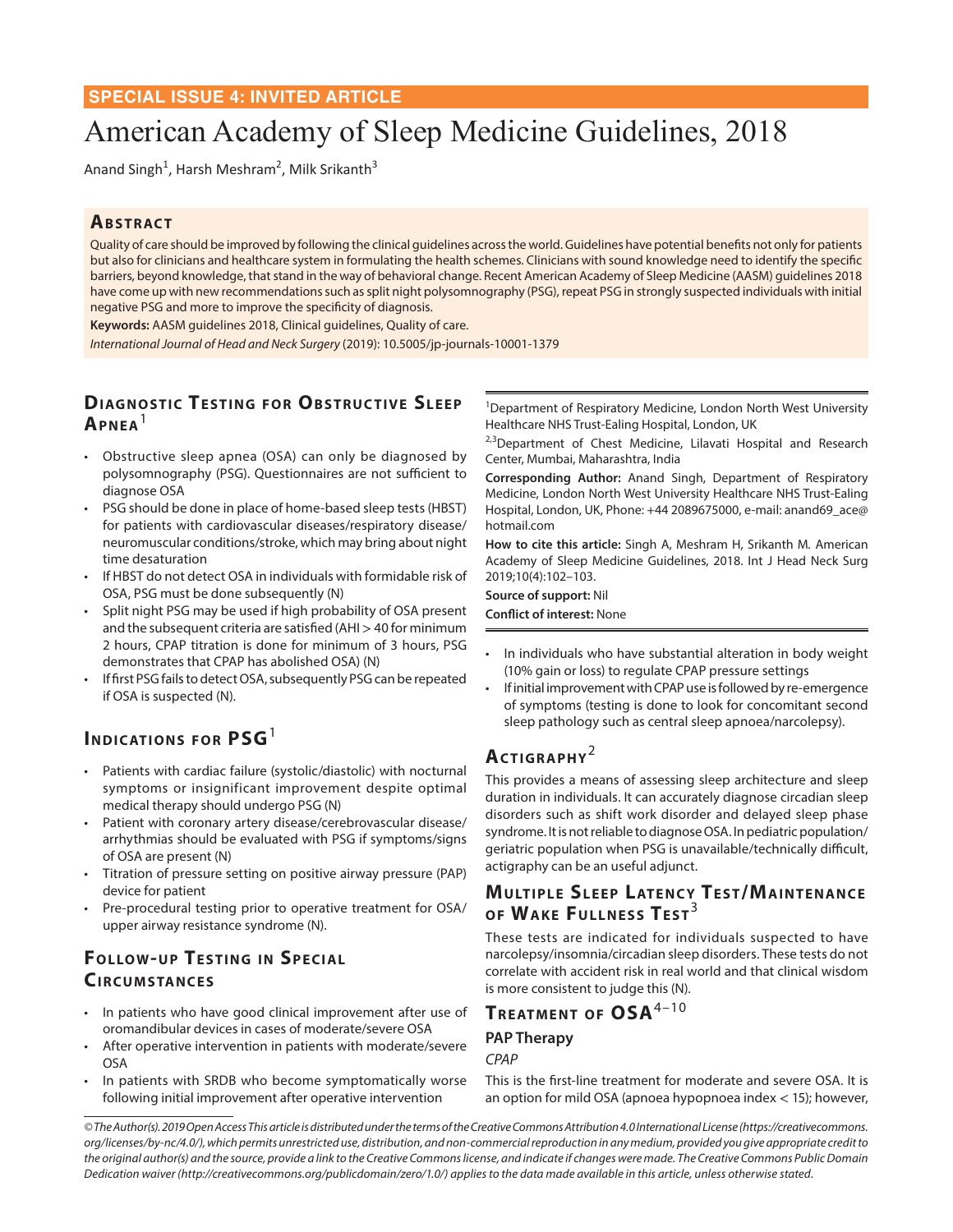SPECIAL ISSUE 4: INVITED ARTICLE

# American Academy of Sleep Medicine Guidelines, 2018

Anand Singh[1], Harsh Meshram[2], Milk Srikanth[3]

## Abstract

Quality of care should be improved by following the clinical guidelines across the world. Guidelines have potential benefits not only for patients but also for clinicians and healthcare system in formulating the health schemes. Clinicians with sound knowledge need to identify the specific barriers, beyond knowledge, that stand in the way of behavioral change. Recent American Academy of Sleep Medicine (AASM) guidelines 2018 have come up with new recommendations such as split night polysomnography (PSG), repeat PSG in strongly suspected individuals with initial negative PSG and more to improve the specificity of diagnosis.

**Keywords:** AASM guidelines 2018, Clinical guidelines, Quality of care.

*International Journal of Head and Neck Surgery* (2019): 10.5005/jp-journals-10001-1379

[1]Department of Respiratory Medicine, London North West University Healthcare NHS Trust-Ealing Hospital, London, UK

[2,3]Department of Chest Medicine, Lilavati Hospital and Research Center, Mumbai, Maharashtra, India

**Corresponding Author:** Anand Singh, Department of Respiratory Medicine, London North West University Healthcare NHS Trust-Ealing Hospital, London, UK, Phone: +44 2089675000, e-mail: anand69_ace@hotmail.com

**How to cite this article:** Singh A, Meshram H, Srikanth M. American Academy of Sleep Medicine Guidelines, 2018. Int J Head Neck Surg 2019;10(4):102–103.

**Source of support:** Nil

**Conflict of interest:** None

## Diagnostic Testing for Obstructive Sleep Apnea[1]

- Obstructive sleep apnea (OSA) can only be diagnosed by polysomnography (PSG). Questionnaires are not sufficient to diagnose OSA
- PSG should be done in place of home-based sleep tests (HBST) for patients with cardiovascular diseases/respiratory disease/neuromuscular conditions/stroke, which may bring about night time desaturation
- If HBST do not detect OSA in individuals with formidable risk of OSA, PSG must be done subsequently (N)
- Split night PSG may be used if high probability of OSA present and the subsequent criteria are satisfied (AHI > 40 for minimum 2 hours, CPAP titration is done for minimum of 3 hours, PSG demonstrates that CPAP has abolished OSA) (N)
- If first PSG fails to detect OSA, subsequently PSG can be repeated if OSA is suspected (N).

## Indications for PSG[1]

- Patients with cardiac failure (systolic/diastolic) with nocturnal symptoms or insignificant improvement despite optimal medical therapy should undergo PSG (N)
- Patient with coronary artery disease/cerebrovascular disease/arrhythmias should be evaluated with PSG if symptoms/signs of OSA are present (N)
- Titration of pressure setting on positive airway pressure (PAP) device for patient
- Pre-procedural testing prior to operative treatment for OSA/upper airway resistance syndrome (N).

## Follow-up Testing in Special Circumstances

- In patients who have good clinical improvement after use of oromandibular devices in cases of moderate/severe OSA
- After operative intervention in patients with moderate/severe OSA
- In patients with SRDB who become symptomatically worse following initial improvement after operative intervention
- In individuals who have substantial alteration in body weight (10% gain or loss) to regulate CPAP pressure settings
- If initial improvement with CPAP use is followed by re-emergence of symptoms (testing is done to look for concomitant second sleep pathology such as central sleep apnoea/narcolepsy).

## Actigraphy[2]

This provides a means of assessing sleep architecture and sleep duration in individuals. It can accurately diagnose circadian sleep disorders such as shift work disorder and delayed sleep phase syndrome. It is not reliable to diagnose OSA. In pediatric population/geriatric population when PSG is unavailable/technically difficult, actigraphy can be an useful adjunct.

## Multiple Sleep Latency Test/Maintenance of Wake Fullness Test[3]

These tests are indicated for individuals suspected to have narcolepsy/insomnia/circadian sleep disorders. These tests do not correlate with accident risk in real world and that clinical wisdom is more consistent to judge this (N).

## Treatment of OSA[4–10]

### PAP Therapy

#### *CPAP*

This is the first-line treatment for moderate and severe OSA. It is an option for mild OSA (apnoea hypopnoea index < 15); however,

*© The Author(s). 2019 Open Access This article is distributed under the terms of the Creative Commons Attribution 4.0 International License (https://creativecommons.org/licenses/by-nc/4.0/), which permits unrestricted use, distribution, and non-commercial reproduction in any medium, provided you give appropriate credit to the original author(s) and the source, provide a link to the Creative Commons license, and indicate if changes were made. The Creative Commons Public Domain Dedication waiver (http://creativecommons.org/publicdomain/zero/1.0/) applies to the data made available in this article, unless otherwise stated.*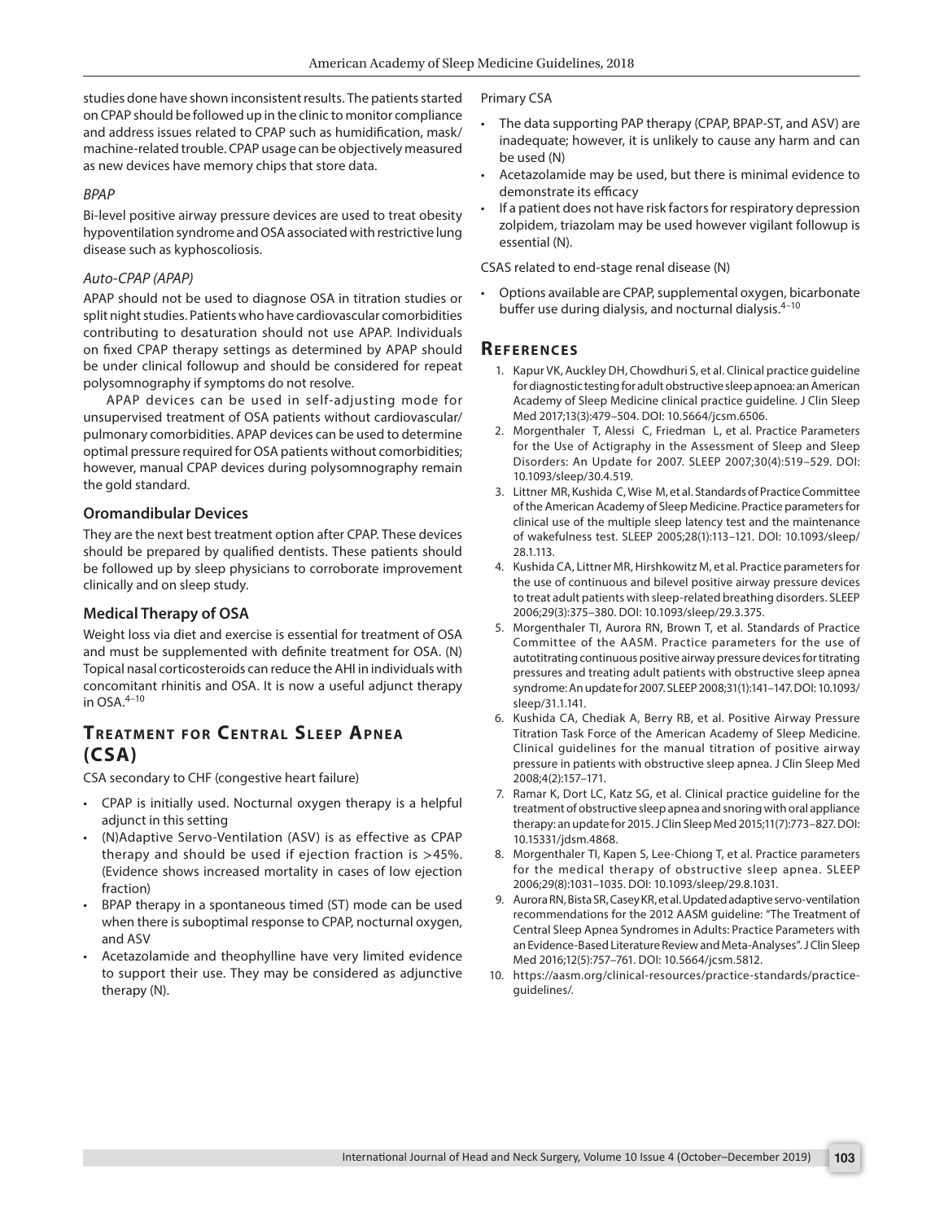studies done have shown inconsistent results. The patients started on CPAP should be followed up in the clinic to monitor compliance and address issues related to CPAP such as humidification, mask/machine-related trouble. CPAP usage can be objectively measured as new devices have memory chips that store data.

### *BPAP*

Bi-level positive airway pressure devices are used to treat obesity hypoventilation syndrome and OSA associated with restrictive lung disease such as kyphoscoliosis.

### *Auto-CPAP (APAP)*

APAP should not be used to diagnose OSA in titration studies or split night studies. Patients who have cardiovascular comorbidities contributing to desaturation should not use APAP. Individuals on fixed CPAP therapy settings as determined by APAP should be under clinical followup and should be considered for repeat polysomnography if symptoms do not resolve.

APAP devices can be used in self-adjusting mode for unsupervised treatment of OSA patients without cardiovascular/pulmonary comorbidities. APAP devices can be used to determine optimal pressure required for OSA patients without comorbidities; however, manual CPAP devices during polysomnography remain the gold standard.

### Oromandibular Devices

They are the next best treatment option after CPAP. These devices should be prepared by qualified dentists. These patients should be followed up by sleep physicians to corroborate improvement clinically and on sleep study.

### Medical Therapy of OSA

Weight loss via diet and exercise is essential for treatment of OSA and must be supplemented with definite treatment for OSA. (N) Topical nasal corticosteroids can reduce the AHI in individuals with concomitant rhinitis and OSA. It is now a useful adjunct therapy in OSA.[4–10]

## Treatment for Central Sleep Apnea (CSA)

CSA secondary to CHF (congestive heart failure)

- CPAP is initially used. Nocturnal oxygen therapy is a helpful adjunct in this setting
- (N)Adaptive Servo-Ventilation (ASV) is as effective as CPAP therapy and should be used if ejection fraction is >45%. (Evidence shows increased mortality in cases of low ejection fraction)
- BPAP therapy in a spontaneous timed (ST) mode can be used when there is suboptimal response to CPAP, nocturnal oxygen, and ASV
- Acetazolamide and theophylline have very limited evidence to support their use. They may be considered as adjunctive therapy (N).

Primary CSA

- The data supporting PAP therapy (CPAP, BPAP-ST, and ASV) are inadequate; however, it is unlikely to cause any harm and can be used (N)
- Acetazolamide may be used, but there is minimal evidence to demonstrate its efficacy
- If a patient does not have risk factors for respiratory depression zolpidem, triazolam may be used however vigilant followup is essential (N).

CSAS related to end-stage renal disease (N)

- Options available are CPAP, supplemental oxygen, bicarbonate buffer use during dialysis, and nocturnal dialysis.[4–10]

## References

1. Kapur VK, Auckley DH, Chowdhuri S, et al. Clinical practice guideline for diagnostic testing for adult obstructive sleep apnoea: an American Academy of Sleep Medicine clinical practice guideline. J Clin Sleep Med 2017;13(3):479–504. DOI: 10.5664/jcsm.6506.
2. Morgenthaler T, Alessi C, Friedman L, et al. Practice Parameters for the Use of Actigraphy in the Assessment of Sleep and Sleep Disorders: An Update for 2007. SLEEP 2007;30(4):519–529. DOI: 10.1093/sleep/30.4.519.
3. Littner MR, Kushida C, Wise M, et al. Standards of Practice Committee of the American Academy of Sleep Medicine. Practice parameters for clinical use of the multiple sleep latency test and the maintenance of wakefulness test. SLEEP 2005;28(1):113–121. DOI: 10.1093/sleep/28.1.113.
4. Kushida CA, Littner MR, Hirshkowitz M, et al. Practice parameters for the use of continuous and bilevel positive airway pressure devices to treat adult patients with sleep-related breathing disorders. SLEEP 2006;29(3):375–380. DOI: 10.1093/sleep/29.3.375.
5. Morgenthaler TI, Aurora RN, Brown T, et al. Standards of Practice Committee of the AASM. Practice parameters for the use of autotitrating continuous positive airway pressure devices for titrating pressures and treating adult patients with obstructive sleep apnea syndrome: An update for 2007. SLEEP 2008;31(1):141–147. DOI: 10.1093/sleep/31.1.141.
6. Kushida CA, Chediak A, Berry RB, et al. Positive Airway Pressure Titration Task Force of the American Academy of Sleep Medicine. Clinical guidelines for the manual titration of positive airway pressure in patients with obstructive sleep apnea. J Clin Sleep Med 2008;4(2):157–171.
7. Ramar K, Dort LC, Katz SG, et al. Clinical practice guideline for the treatment of obstructive sleep apnea and snoring with oral appliance therapy: an update for 2015. J Clin Sleep Med 2015;11(7):773–827. DOI: 10.15331/jdsm.4868.
8. Morgenthaler TI, Kapen S, Lee-Chiong T, et al. Practice parameters for the medical therapy of obstructive sleep apnea. SLEEP 2006;29(8):1031–1035. DOI: 10.1093/sleep/29.8.1031.
9. Aurora RN, Bista SR, Casey KR, et al. Updated adaptive servo-ventilation recommendations for the 2012 AASM guideline: "The Treatment of Central Sleep Apnea Syndromes in Adults: Practice Parameters with an Evidence-Based Literature Review and Meta-Analyses". J Clin Sleep Med 2016;12(5):757–761. DOI: 10.5664/jcsm.5812.
10. https://aasm.org/clinical-resources/practice-standards/practice-guidelines/.